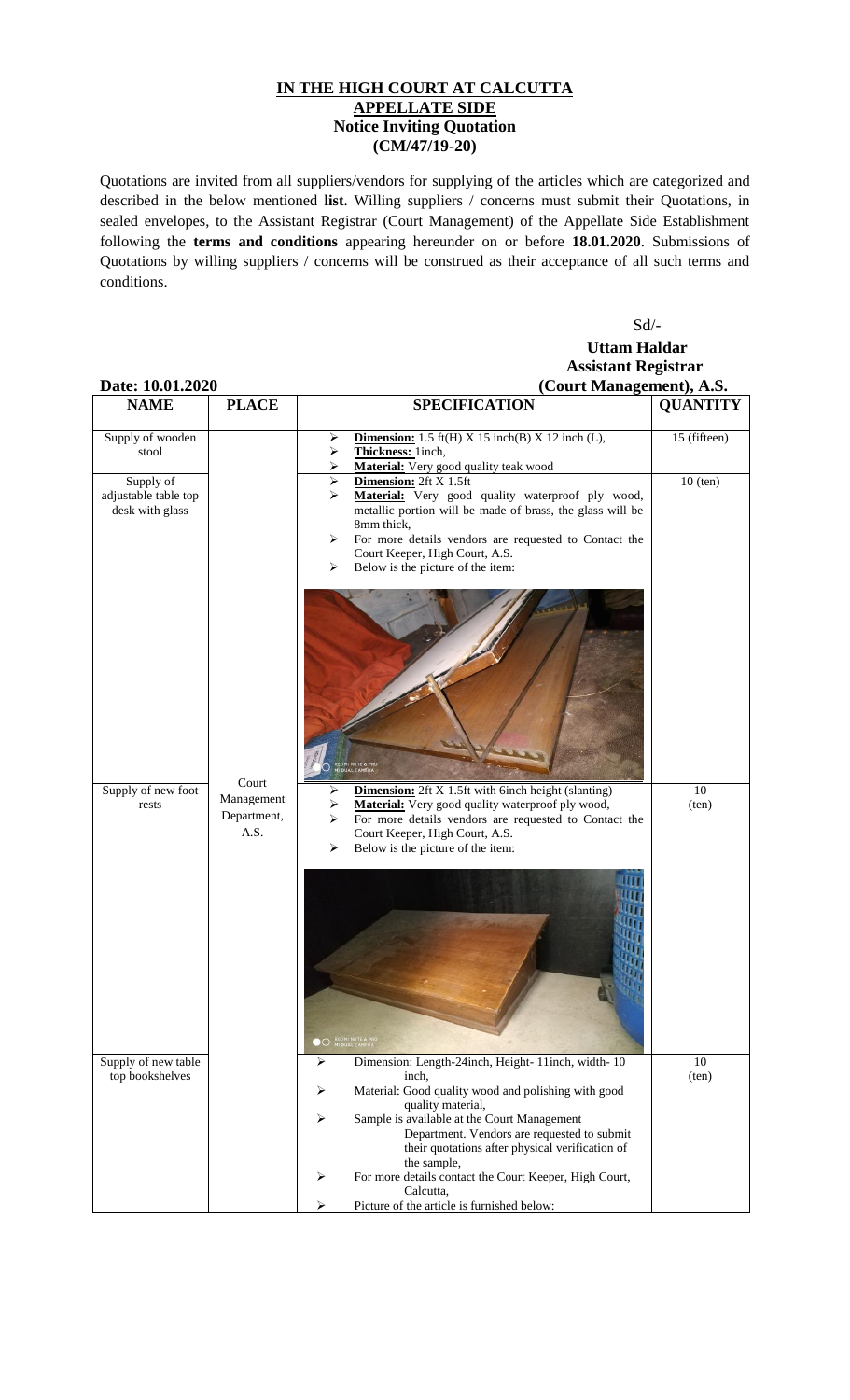# IN THE HIGH COURT AT CALCUTTA

## APPELLATE SIDE

### Notice Inviting Quotation

### (CM/47/19-20)

Quotations are invited from all suppliers/vendors for supplying of the articles which are categorized and described in the below mentioned **list**. Willing suppliers / concerns must submit their Quotations, in sealed envelopes, to the Assistant Registrar (Court Management) of the Appellate Side Establishment following the **terms and conditions** appearing hereunder on or before **18.01.2020**. Submissions of Quotations by willing suppliers / concerns will be construed as their acceptance of all such terms and conditions.

Sd/-

**Uttam Haldar**
**Assistant Registrar**
**(Court Management), A.S.**

**Date: 10.01.2020**

| NAME | PLACE | SPECIFICATION | QUANTITY |
|---|---|---|---|
| Supply of wooden stool | Court Management Department, A.S. | ➢ **Dimension:** 1.5 ft(H) X 15 inch(B) X 12 inch (L),<br>➢ **Thickness:** 1inch,<br>➢ **Material:** Very good quality teak wood | 15 (fifteen) |
| Supply of adjustable table top desk with glass | | ➢ **Dimension:** 2ft X 1.5ft<br>➢ **Material:** Very good quality waterproof ply wood, metallic portion will be made of brass, the glass will be 8mm thick,<br>➢ For more details vendors are requested to Contact the Court Keeper, High Court, A.S.<br>➢ Below is the picture of the item: | 10 (ten) |
| Supply of new foot rests | | ➢ **Dimension:** 2ft X 1.5ft with 6inch height (slanting)<br>➢ **Material:** Very good quality waterproof ply wood,<br>➢ For more details vendors are requested to Contact the Court Keeper, High Court, A.S.<br>➢ Below is the picture of the item: | 10 (ten) |
| Supply of new table top bookshelves | | ➢ Dimension: Length-24inch, Height- 11inch, width- 10 inch,<br>➢ Material: Good quality wood and polishing with good quality material,<br>➢ Sample is available at the Court Management Department. Vendors are requested to submit their quotations after physical verification of the sample,<br>➢ For more details contact the Court Keeper, High Court, Calcutta,<br>➢ Picture of the article is furnished below: | 10 (ten) |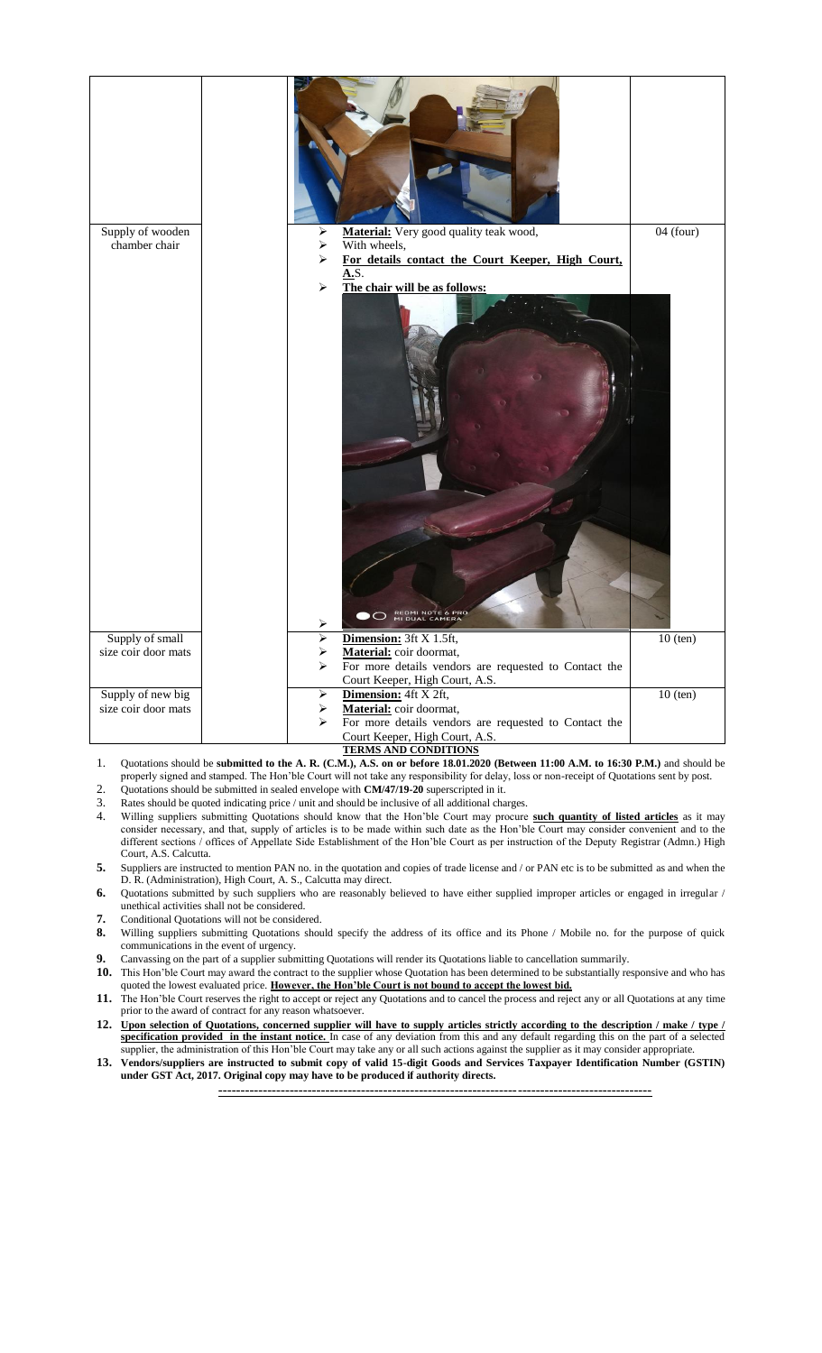| | | | |
|---|---|---|---|
| | | | |
| Supply of wooden chamber chair | | ➢ **Material:** Very good quality teak wood,<br>➢ With wheels,<br>➢ **For details contact the Court Keeper, High Court, A.S.**<br>➢ **The chair will be as follows:**<br>➢ | 04 (four) |
| Supply of small size coir door mats | | ➢ **Dimension:** 3ft X 1.5ft,<br>➢ **Material:** coir doormat,<br>➢ For more details vendors are requested to Contact the Court Keeper, High Court, A.S. | 10 (ten) |
| Supply of new big size coir door mats | | ➢ **Dimension:** 4ft X 2ft,<br>➢ **Material:** coir doormat,<br>➢ For more details vendors are requested to Contact the Court Keeper, High Court, A.S. | 10 (ten) |

**TERMS AND CONDITIONS**

1. Quotations should be **submitted to the A. R. (C.M.), A.S. on or before 18.01.2020 (Between 11:00 A.M. to 16:30 P.M.)** and should be properly signed and stamped. The Hon'ble Court will not take any responsibility for delay, loss or non-receipt of Quotations sent by post.
2. Quotations should be submitted in sealed envelope with **CM/47/19-20** superscripted in it.
3. Rates should be quoted indicating price / unit and should be inclusive of all additional charges.
4. Willing suppliers submitting Quotations should know that the Hon'ble Court may procure **such quantity of listed articles** as it may consider necessary, and that, supply of articles is to be made within such date as the Hon'ble Court may consider convenient and to the different sections / offices of Appellate Side Establishment of the Hon'ble Court as per instruction of the Deputy Registrar (Admn.) High Court, A.S. Calcutta.
5. Suppliers are instructed to mention PAN no. in the quotation and copies of trade license and / or PAN etc is to be submitted as and when the D. R. (Administration), High Court, A. S., Calcutta may direct.
6. Quotations submitted by such suppliers who are reasonably believed to have either supplied improper articles or engaged in irregular / unethical activities shall not be considered.
7. Conditional Quotations will not be considered.
8. Willing suppliers submitting Quotations should specify the address of its office and its Phone / Mobile no. for the purpose of quick communications in the event of urgency.
9. Canvassing on the part of a supplier submitting Quotations will render its Quotations liable to cancellation summarily.
10. This Hon'ble Court may award the contract to the supplier whose Quotation has been determined to be substantially responsive and who has quoted the lowest evaluated price. **However, the Hon'ble Court is not bound to accept the lowest bid.**
11. The Hon'ble Court reserves the right to accept or reject any Quotations and to cancel the process and reject any or all Quotations at any time prior to the award of contract for any reason whatsoever.
12. **Upon selection of Quotations, concerned supplier will have to supply articles strictly according to the description / make / type / specification provided in the instant notice.** In case of any deviation from this and any default regarding this on the part of a selected supplier, the administration of this Hon'ble Court may take any or all such actions against the supplier as it may consider appropriate.
13. **Vendors/suppliers are instructed to submit copy of valid 15-digit Goods and Services Taxpayer Identification Number (GSTIN) under GST Act, 2017. Original copy may have to be produced if authority directs.**

---